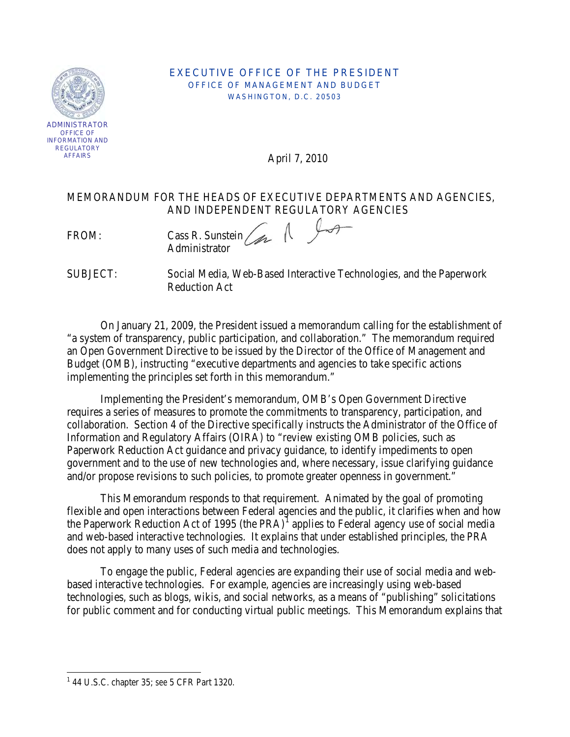EXECUTIVE OFFICE OF THE PRESIDENT
OFFICE OF MANAGEMENT AND BUDGET
WASHINGTON, D.C. 20503

ADMINISTRATOR
OFFICE OF
INFORMATION AND
REGULATORY
AFFAIRS

April 7, 2010

MEMORANDUM FOR THE HEADS OF EXECUTIVE DEPARTMENTS AND AGENCIES, AND INDEPENDENT REGULATORY AGENCIES

FROM: Cass R. Sunstein
Administrator

SUBJECT: Social Media, Web-Based Interactive Technologies, and the Paperwork Reduction Act

On January 21, 2009, the President issued a memorandum calling for the establishment of "a system of transparency, public participation, and collaboration." The memorandum required an Open Government Directive to be issued by the Director of the Office of Management and Budget (OMB), instructing "executive departments and agencies to take specific actions implementing the principles set forth in this memorandum."

Implementing the President's memorandum, OMB's Open Government Directive requires a series of measures to promote the commitments to transparency, participation, and collaboration. Section 4 of the Directive specifically instructs the Administrator of the Office of Information and Regulatory Affairs (OIRA) to "review existing OMB policies, such as Paperwork Reduction Act guidance and privacy guidance, to identify impediments to open government and to the use of new technologies and, where necessary, issue clarifying guidance and/or propose revisions to such policies, to promote greater openness in government."

This Memorandum responds to that requirement. Animated by the goal of promoting flexible and open interactions between Federal agencies and the public, it clarifies when and how the Paperwork Reduction Act of 1995 (the PRA)[1] applies to Federal agency use of social media and web-based interactive technologies. It explains that under established principles, the PRA does not apply to many uses of such media and technologies.

To engage the public, Federal agencies are expanding their use of social media and web-based interactive technologies. For example, agencies are increasingly using web-based technologies, such as blogs, wikis, and social networks, as a means of "publishing" solicitations for public comment and for conducting virtual public meetings. This Memorandum explains that

[1] 44 U.S.C. chapter 35; see 5 CFR Part 1320.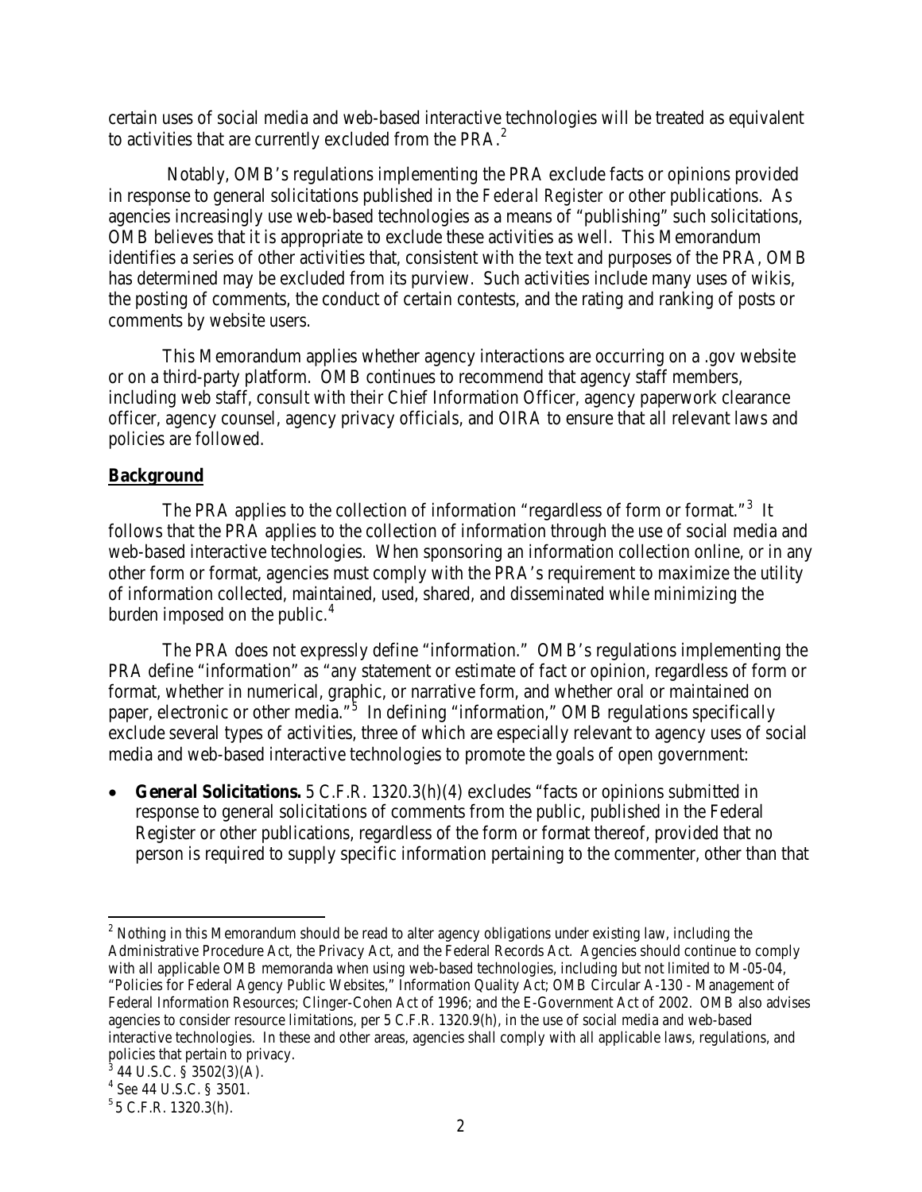certain uses of social media and web-based interactive technologies will be treated as equivalent to activities that are currently excluded from the PRA.[2]

Notably, OMB's regulations implementing the PRA exclude facts or opinions provided in response to general solicitations published in the *Federal Register* or other publications. As agencies increasingly use web-based technologies as a means of "publishing" such solicitations, OMB believes that it is appropriate to exclude these activities as well. This Memorandum identifies a series of other activities that, consistent with the text and purposes of the PRA, OMB has determined may be excluded from its purview. Such activities include many uses of wikis, the posting of comments, the conduct of certain contests, and the rating and ranking of posts or comments by website users.

This Memorandum applies whether agency interactions are occurring on a .gov website or on a third-party platform. OMB continues to recommend that agency staff members, including web staff, consult with their Chief Information Officer, agency paperwork clearance officer, agency counsel, agency privacy officials, and OIRA to ensure that all relevant laws and policies are followed.

## Background

The PRA applies to the collection of information "regardless of form or format."[3] It follows that the PRA applies to the collection of information through the use of social media and web-based interactive technologies. When sponsoring an information collection online, or in any other form or format, agencies must comply with the PRA's requirement to maximize the utility of information collected, maintained, used, shared, and disseminated while minimizing the burden imposed on the public.[4]

The PRA does not expressly define "information." OMB's regulations implementing the PRA define "information" as "any statement or estimate of fact or opinion, regardless of form or format, whether in numerical, graphic, or narrative form, and whether oral or maintained on paper, electronic or other media."[5] In defining "information," OMB regulations specifically exclude several types of activities, three of which are especially relevant to agency uses of social media and web-based interactive technologies to promote the goals of open government:

- **General Solicitations.** 5 C.F.R. 1320.3(h)(4) excludes "facts or opinions submitted in response to general solicitations of comments from the public, published in the Federal Register or other publications, regardless of the form or format thereof, provided that no person is required to supply specific information pertaining to the commenter, other than that

---

[2] Nothing in this Memorandum should be read to alter agency obligations under existing law, including the Administrative Procedure Act, the Privacy Act, and the Federal Records Act. Agencies should continue to comply with all applicable OMB memoranda when using web-based technologies, including but not limited to M-05-04, "Policies for Federal Agency Public Websites," Information Quality Act; OMB Circular A-130 - Management of Federal Information Resources; Clinger-Cohen Act of 1996; and the E-Government Act of 2002. OMB also advises agencies to consider resource limitations, per 5 C.F.R. 1320.9(h), in the use of social media and web-based interactive technologies. In these and other areas, agencies shall comply with all applicable laws, regulations, and policies that pertain to privacy.

[3] 44 U.S.C. § 3502(3)(A).

[4] *See* 44 U.S.C. § 3501.

[5] 5 C.F.R. 1320.3(h).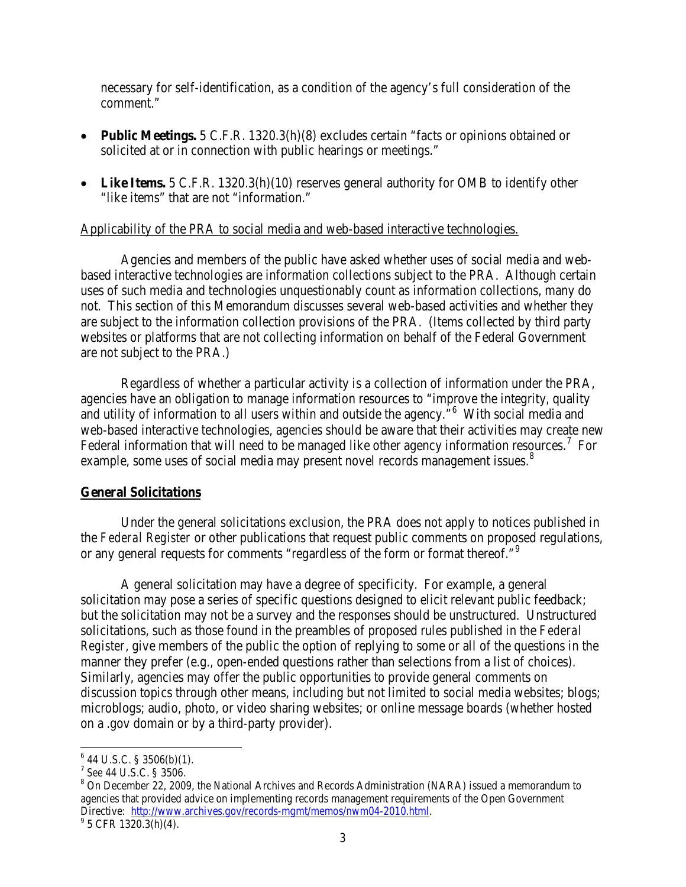necessary for self-identification, as a condition of the agency's full consideration of the comment."

- **Public Meetings.** 5 C.F.R. 1320.3(h)(8) excludes certain "facts or opinions obtained or solicited at or in connection with public hearings or meetings."
- **Like Items.** 5 C.F.R. 1320.3(h)(10) reserves general authority for OMB to identify other "like items" that are not "information."

Applicability of the PRA to social media and web-based interactive technologies.

Agencies and members of the public have asked whether uses of social media and web-based interactive technologies are information collections subject to the PRA. Although certain uses of such media and technologies unquestionably count as information collections, many do not. This section of this Memorandum discusses several web-based activities and whether they are subject to the information collection provisions of the PRA. (Items collected by third party websites or platforms that are not collecting information on behalf of the Federal Government are not subject to the PRA.)

Regardless of whether a particular activity is a collection of information under the PRA, agencies have an obligation to manage information resources to "improve the integrity, quality and utility of information to all users within and outside the agency."[6] With social media and web-based interactive technologies, agencies should be aware that their activities may create new Federal information that will need to be managed like other agency information resources.[7] For example, some uses of social media may present novel records management issues.[8]

## General Solicitations

Under the general solicitations exclusion, the PRA does not apply to notices published in the *Federal Register* or other publications that request public comments on proposed regulations, or any general requests for comments "regardless of the form or format thereof."[9]

A general solicitation may have a degree of specificity. For example, a general solicitation may pose a series of specific questions designed to elicit relevant public feedback; but the solicitation may not be a survey and the responses should be unstructured. Unstructured solicitations, such as those found in the preambles of proposed rules published in the *Federal Register*, give members of the public the option of replying to some or all of the questions in the manner they prefer (e.g., open-ended questions rather than selections from a list of choices). Similarly, agencies may offer the public opportunities to provide general comments on discussion topics through other means, including but not limited to social media websites; blogs; microblogs; audio, photo, or video sharing websites; or online message boards (whether hosted on a .gov domain or by a third-party provider).

---

[6] 44 U.S.C. § 3506(b)(1).

[7] *See* 44 U.S.C. § 3506.

[8] On December 22, 2009, the National Archives and Records Administration (NARA) issued a memorandum to agencies that provided advice on implementing records management requirements of the Open Government Directive: http://www.archives.gov/records-mgmt/memos/nwm04-2010.html.

[9] 5 CFR 1320.3(h)(4).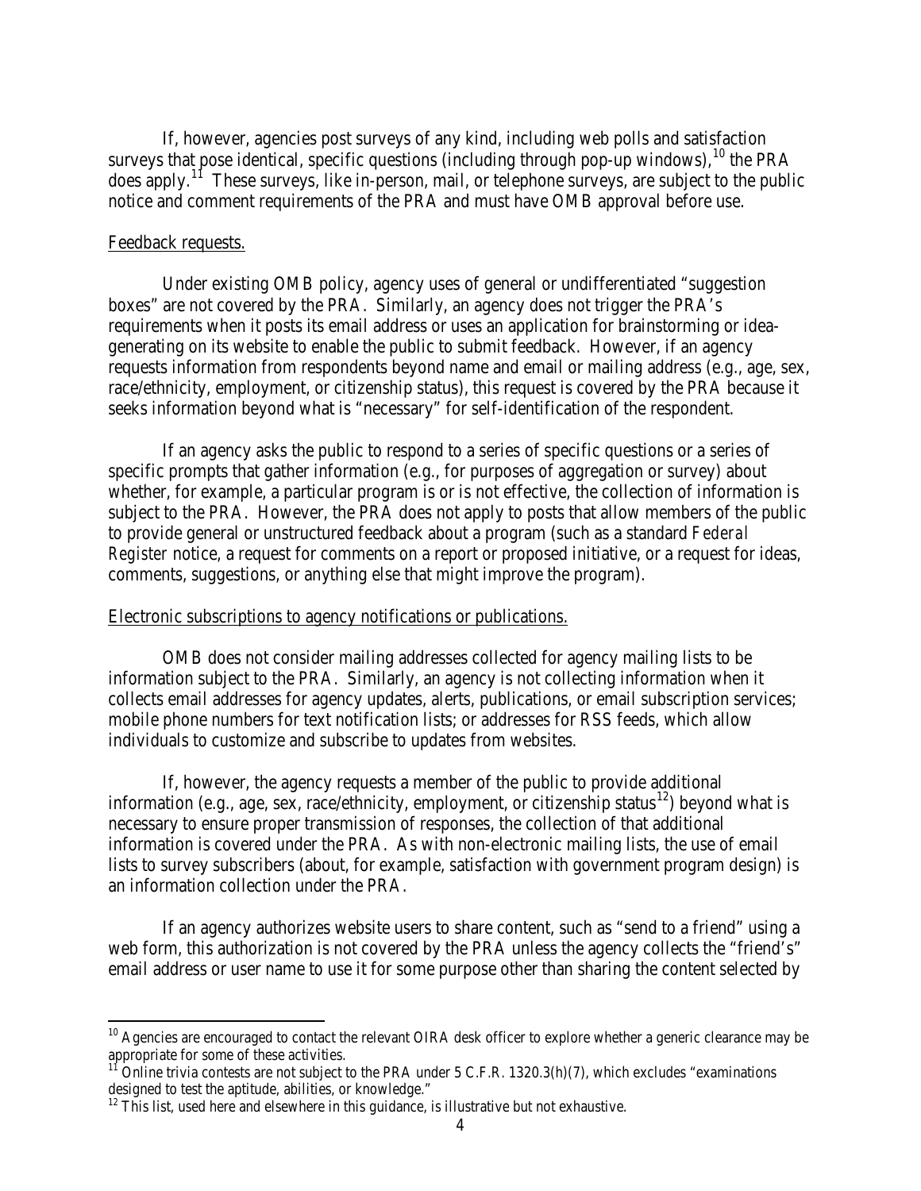If, however, agencies post surveys of any kind, including web polls and satisfaction surveys that pose identical, specific questions (including through pop-up windows),[10] the PRA does apply.[11] These surveys, like in-person, mail, or telephone surveys, are subject to the public notice and comment requirements of the PRA and must have OMB approval before use.

Feedback requests.

Under existing OMB policy, agency uses of general or undifferentiated "suggestion boxes" are not covered by the PRA. Similarly, an agency does not trigger the PRA's requirements when it posts its email address or uses an application for brainstorming or idea-generating on its website to enable the public to submit feedback. However, if an agency requests information from respondents beyond name and email or mailing address (e.g., age, sex, race/ethnicity, employment, or citizenship status), this request is covered by the PRA because it seeks information beyond what is "necessary" for self-identification of the respondent.

If an agency asks the public to respond to a series of specific questions or a series of specific prompts that gather information (e.g., for purposes of aggregation or survey) about whether, for example, a particular program is or is not effective, the collection of information is subject to the PRA. However, the PRA does not apply to posts that allow members of the public to provide general or unstructured feedback about a program (such as a standard *Federal Register* notice, a request for comments on a report or proposed initiative, or a request for ideas, comments, suggestions, or anything else that might improve the program).

Electronic subscriptions to agency notifications or publications.

OMB does not consider mailing addresses collected for agency mailing lists to be information subject to the PRA. Similarly, an agency is not collecting information when it collects email addresses for agency updates, alerts, publications, or email subscription services; mobile phone numbers for text notification lists; or addresses for RSS feeds, which allow individuals to customize and subscribe to updates from websites.

If, however, the agency requests a member of the public to provide additional information (e.g., age, sex, race/ethnicity, employment, or citizenship status[12]) beyond what is necessary to ensure proper transmission of responses, the collection of that additional information is covered under the PRA. As with non-electronic mailing lists, the use of email lists to survey subscribers (about, for example, satisfaction with government program design) is an information collection under the PRA.

If an agency authorizes website users to share content, such as "send to a friend" using a web form, this authorization is not covered by the PRA unless the agency collects the "friend's" email address or user name to use it for some purpose other than sharing the content selected by

---

[10] Agencies are encouraged to contact the relevant OIRA desk officer to explore whether a generic clearance may be appropriate for some of these activities.

[11] Online trivia contests are not subject to the PRA under 5 C.F.R. 1320.3(h)(7), which excludes "examinations designed to test the aptitude, abilities, or knowledge."

[12] This list, used here and elsewhere in this guidance, is illustrative but not exhaustive.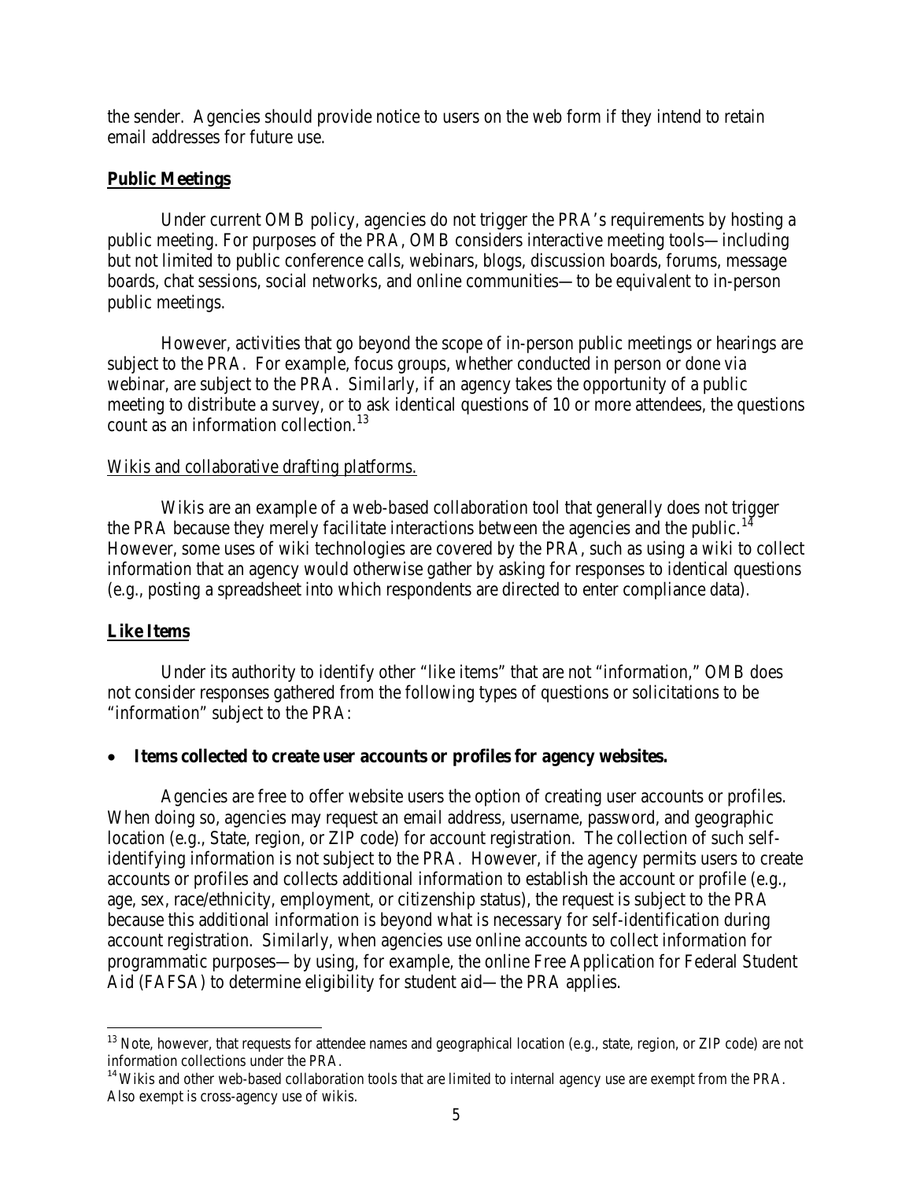the sender. Agencies should provide notice to users on the web form if they intend to retain email addresses for future use.

**Public Meetings**

Under current OMB policy, agencies do not trigger the PRA's requirements by hosting a public meeting. For purposes of the PRA, OMB considers interactive meeting tools—including but not limited to public conference calls, webinars, blogs, discussion boards, forums, message boards, chat sessions, social networks, and online communities—to be equivalent to in-person public meetings.

However, activities that go beyond the scope of in-person public meetings or hearings are subject to the PRA. For example, focus groups, whether conducted in person or done via webinar, are subject to the PRA. Similarly, if an agency takes the opportunity of a public meeting to distribute a survey, or to ask identical questions of 10 or more attendees, the questions count as an information collection.[13]

Wikis and collaborative drafting platforms.

Wikis are an example of a web-based collaboration tool that generally does not trigger the PRA because they merely facilitate interactions between the agencies and the public.[14] However, some uses of wiki technologies are covered by the PRA, such as using a wiki to collect information that an agency would otherwise gather by asking for responses to identical questions (e.g., posting a spreadsheet into which respondents are directed to enter compliance data).

**Like Items**

Under its authority to identify other "like items" that are not "information," OMB does not consider responses gathered from the following types of questions or solicitations to be "information" subject to the PRA:

- **Items collected to create user accounts or profiles for agency websites.**

Agencies are free to offer website users the option of creating user accounts or profiles. When doing so, agencies may request an email address, username, password, and geographic location (e.g., State, region, or ZIP code) for account registration. The collection of such self-identifying information is not subject to the PRA. However, if the agency permits users to create accounts or profiles and collects additional information to establish the account or profile (e.g., age, sex, race/ethnicity, employment, or citizenship status), the request is subject to the PRA because this additional information is beyond what is necessary for self-identification during account registration. Similarly, when agencies use online accounts to collect information for programmatic purposes—by using, for example, the online Free Application for Federal Student Aid (FAFSA) to determine eligibility for student aid—the PRA applies.

---

[13] Note, however, that requests for attendee names and geographical location (e.g., state, region, or ZIP code) are not information collections under the PRA.

[14] Wikis and other web-based collaboration tools that are limited to internal agency use are exempt from the PRA. Also exempt is cross-agency use of wikis.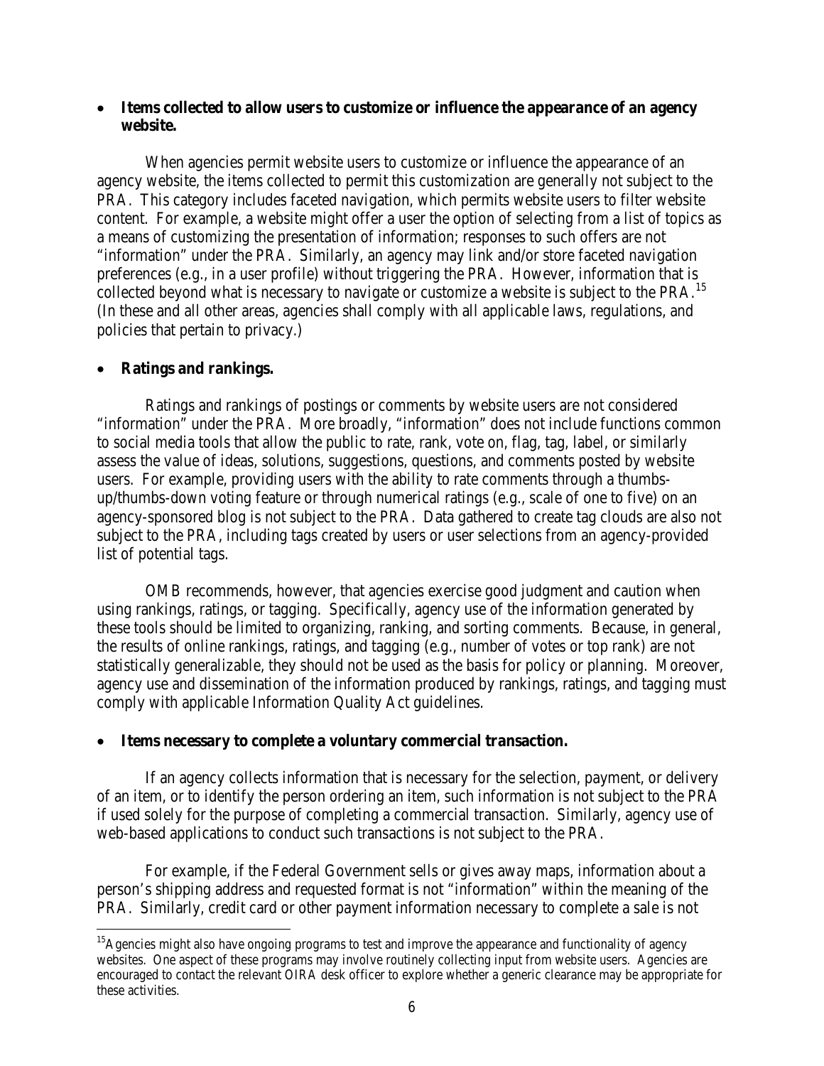- **Items collected to allow users to customize or influence the appearance of an agency website.**

When agencies permit website users to customize or influence the appearance of an agency website, the items collected to permit this customization are generally not subject to the PRA. This category includes faceted navigation, which permits website users to filter website content. For example, a website might offer a user the option of selecting from a list of topics as a means of customizing the presentation of information; responses to such offers are not "information" under the PRA. Similarly, an agency may link and/or store faceted navigation preferences (e.g., in a user profile) without triggering the PRA. However, information that is collected beyond what is necessary to navigate or customize a website is subject to the PRA.[15] (In these and all other areas, agencies shall comply with all applicable laws, regulations, and policies that pertain to privacy.)

- **Ratings and rankings.**

Ratings and rankings of postings or comments by website users are not considered "information" under the PRA. More broadly, "information" does not include functions common to social media tools that allow the public to rate, rank, vote on, flag, tag, label, or similarly assess the value of ideas, solutions, suggestions, questions, and comments posted by website users. For example, providing users with the ability to rate comments through a thumbs-up/thumbs-down voting feature or through numerical ratings (e.g., scale of one to five) on an agency-sponsored blog is not subject to the PRA. Data gathered to create tag clouds are also not subject to the PRA, including tags created by users or user selections from an agency-provided list of potential tags.

OMB recommends, however, that agencies exercise good judgment and caution when using rankings, ratings, or tagging. Specifically, agency use of the information generated by these tools should be limited to organizing, ranking, and sorting comments. Because, in general, the results of online rankings, ratings, and tagging (e.g., number of votes or top rank) are not statistically generalizable, they should not be used as the basis for policy or planning. Moreover, agency use and dissemination of the information produced by rankings, ratings, and tagging must comply with applicable Information Quality Act guidelines.

- **Items necessary to complete a voluntary commercial transaction.**

If an agency collects information that is necessary for the selection, payment, or delivery of an item, or to identify the person ordering an item, such information is not subject to the PRA if used solely for the purpose of completing a commercial transaction. Similarly, agency use of web-based applications to conduct such transactions is not subject to the PRA.

For example, if the Federal Government sells or gives away maps, information about a person's shipping address and requested format is not "information" within the meaning of the PRA. Similarly, credit card or other payment information necessary to complete a sale is not

[15] Agencies might also have ongoing programs to test and improve the appearance and functionality of agency websites. One aspect of these programs may involve routinely collecting input from website users. Agencies are encouraged to contact the relevant OIRA desk officer to explore whether a generic clearance may be appropriate for these activities.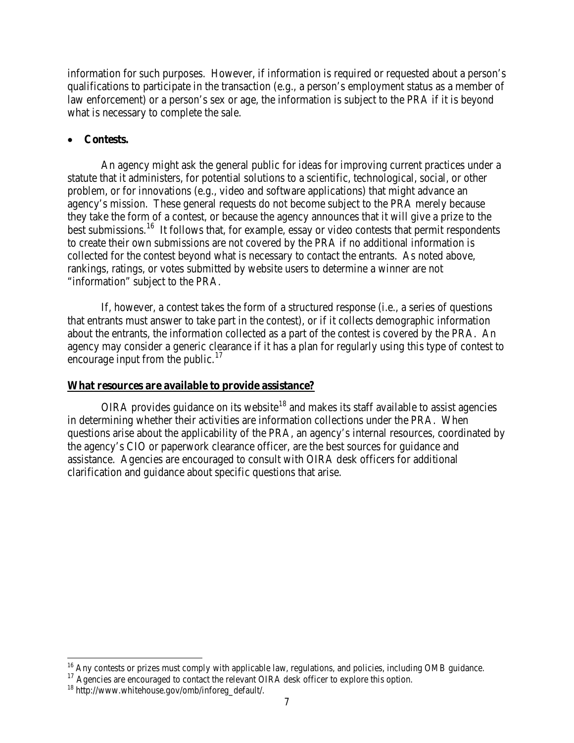information for such purposes. However, if information is required or requested about a person's qualifications to participate in the transaction (e.g., a person's employment status as a member of law enforcement) or a person's sex or age, the information is subject to the PRA if it is beyond what is necessary to complete the sale.

- **Contests.**

An agency might ask the general public for ideas for improving current practices under a statute that it administers, for potential solutions to a scientific, technological, social, or other problem, or for innovations (e.g., video and software applications) that might advance an agency's mission. These general requests do not become subject to the PRA merely because they take the form of a contest, or because the agency announces that it will give a prize to the best submissions.[16] It follows that, for example, essay or video contests that permit respondents to create their own submissions are not covered by the PRA if no additional information is collected for the contest beyond what is necessary to contact the entrants. As noted above, rankings, ratings, or votes submitted by website users to determine a winner are not "information" subject to the PRA.

If, however, a contest takes the form of a structured response (i.e., a series of questions that entrants must answer to take part in the contest), or if it collects demographic information about the entrants, the information collected as a part of the contest is covered by the PRA. An agency may consider a generic clearance if it has a plan for regularly using this type of contest to encourage input from the public.[17]

## What resources are available to provide assistance?

OIRA provides guidance on its website[18] and makes its staff available to assist agencies in determining whether their activities are information collections under the PRA. When questions arise about the applicability of the PRA, an agency's internal resources, coordinated by the agency's CIO or paperwork clearance officer, are the best sources for guidance and assistance. Agencies are encouraged to consult with OIRA desk officers for additional clarification and guidance about specific questions that arise.

---

[16] Any contests or prizes must comply with applicable law, regulations, and policies, including OMB guidance.

[17] Agencies are encouraged to contact the relevant OIRA desk officer to explore this option.

[18] http://www.whitehouse.gov/omb/inforeg_default/.